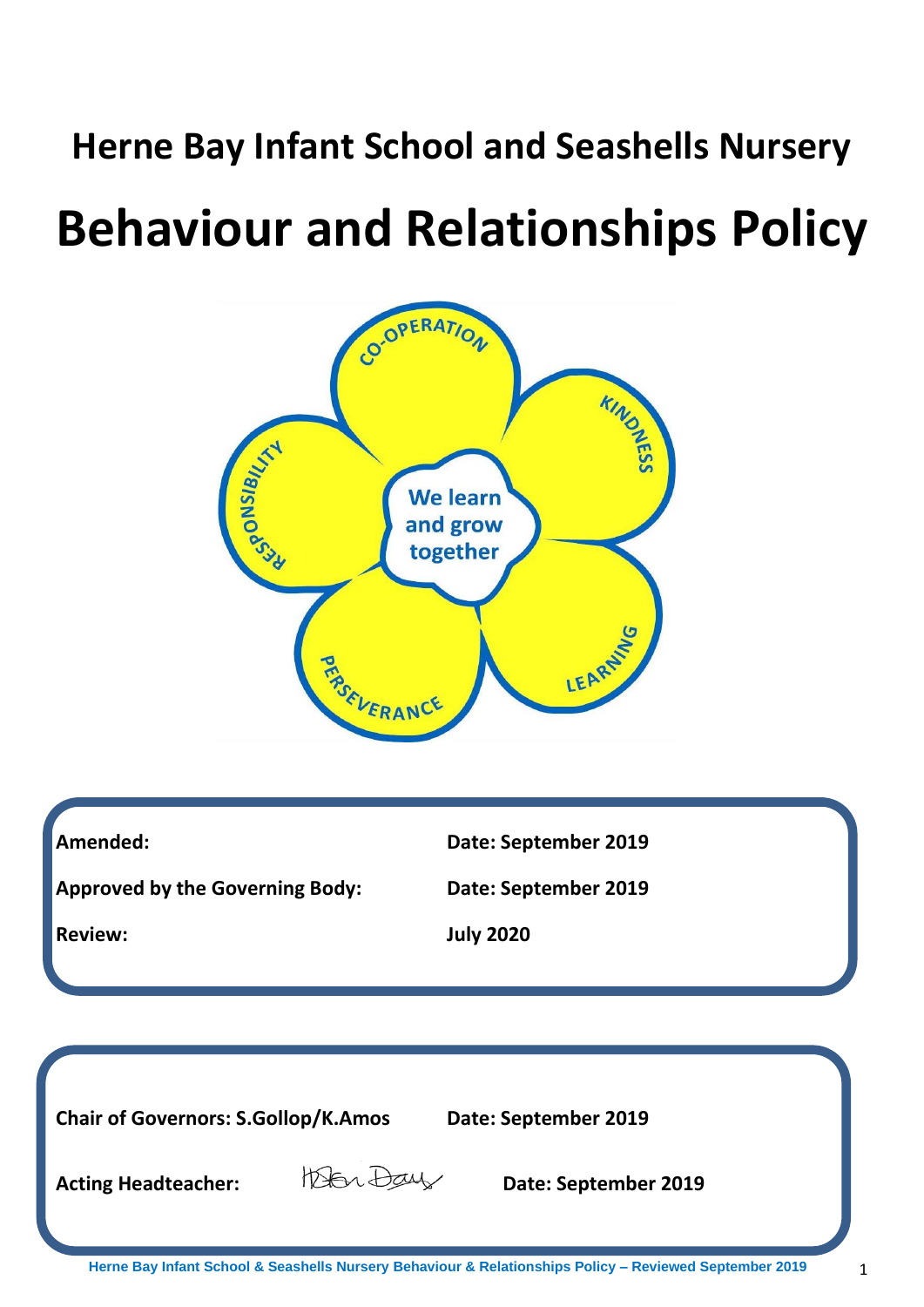# Herne Bay Infant School and Seashells Nursery

# Behaviour and Relationships Policy

CO-OPERATION

KINDNESS

RESPONSIBILITY

We learn and grow together

PERSEVERANCE

LEARNING

| | |
|---|---|
| **Amended:** | **Date: September 2019** |
| **Approved by the Governing Body:** | **Date: September 2019** |
| **Review:** | **July 2020** |

| | |
|---|---|
| **Chair of Governors: S.Gollop/K.Amos** | **Date: September 2019** |
| **Acting Headteacher:** Helen Day | **Date: September 2019** |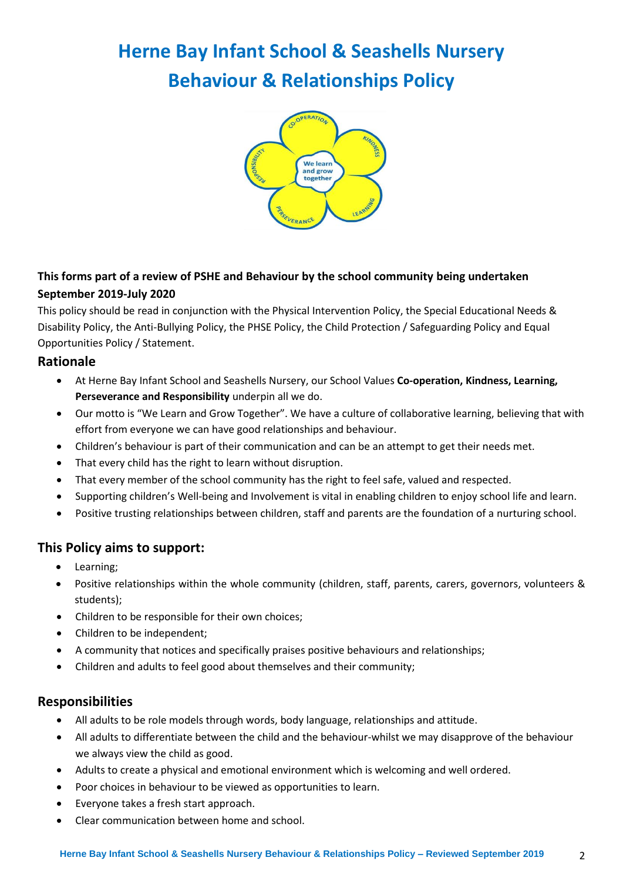# Herne Bay Infant School & Seashells Nursery
# Behaviour & Relationships Policy

**This forms part of a review of PSHE and Behaviour by the school community being undertaken September 2019-July 2020**

This policy should be read in conjunction with the Physical Intervention Policy, the Special Educational Needs & Disability Policy, the Anti-Bullying Policy, the PHSE Policy, the Child Protection / Safeguarding Policy and Equal Opportunities Policy / Statement.

## Rationale

- At Herne Bay Infant School and Seashells Nursery, our School Values **Co-operation, Kindness, Learning, Perseverance and Responsibility** underpin all we do.
- Our motto is "We Learn and Grow Together". We have a culture of collaborative learning, believing that with effort from everyone we can have good relationships and behaviour.
- Children's behaviour is part of their communication and can be an attempt to get their needs met.
- That every child has the right to learn without disruption.
- That every member of the school community has the right to feel safe, valued and respected.
- Supporting children's Well-being and Involvement is vital in enabling children to enjoy school life and learn.
- Positive trusting relationships between children, staff and parents are the foundation of a nurturing school.

## This Policy aims to support:

- Learning;
- Positive relationships within the whole community (children, staff, parents, carers, governors, volunteers & students);
- Children to be responsible for their own choices;
- Children to be independent;
- A community that notices and specifically praises positive behaviours and relationships;
- Children and adults to feel good about themselves and their community;

## Responsibilities

- All adults to be role models through words, body language, relationships and attitude.
- All adults to differentiate between the child and the behaviour-whilst we may disapprove of the behaviour we always view the child as good.
- Adults to create a physical and emotional environment which is welcoming and well ordered.
- Poor choices in behaviour to be viewed as opportunities to learn.
- Everyone takes a fresh start approach.
- Clear communication between home and school.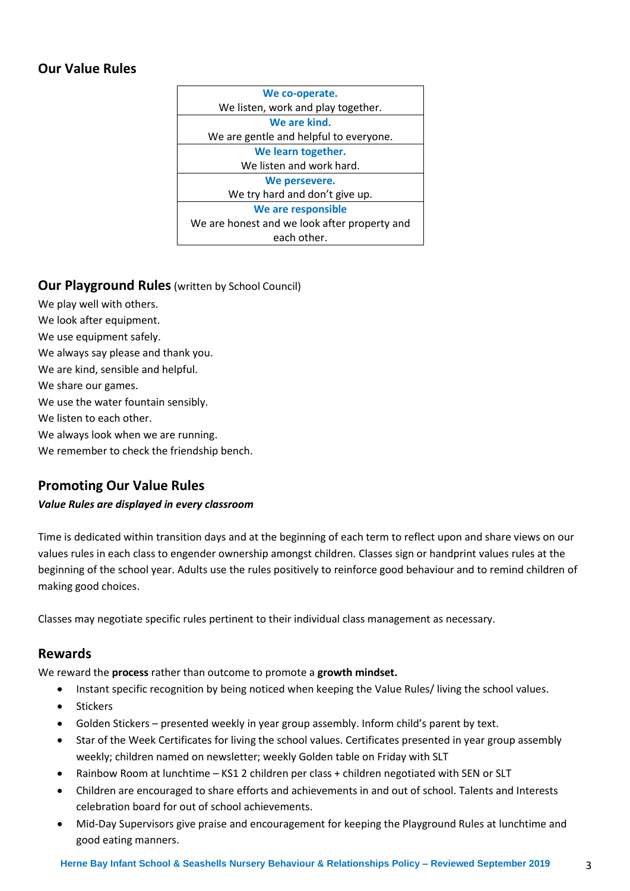## Our Value Rules

| **We co-operate.**<br>We listen, work and play together. |
|---|
| **We are kind.**<br>We are gentle and helpful to everyone. |
| **We learn together.**<br>We listen and work hard. |
| **We persevere.**<br>We try hard and don't give up. |
| **We are responsible**<br>We are honest and we look after property and each other. |

## Our Playground Rules (written by School Council)

We play well with others.
We look after equipment.
We use equipment safely.
We always say please and thank you.
We are kind, sensible and helpful.
We share our games.
We use the water fountain sensibly.
We listen to each other.
We always look when we are running.
We remember to check the friendship bench.

## Promoting Our Value Rules

***Value Rules are displayed in every classroom***

Time is dedicated within transition days and at the beginning of each term to reflect upon and share views on our values rules in each class to engender ownership amongst children. Classes sign or handprint values rules at the beginning of the school year. Adults use the rules positively to reinforce good behaviour and to remind children of making good choices.

Classes may negotiate specific rules pertinent to their individual class management as necessary.

## Rewards

We reward the **process** rather than outcome to promote a **growth mindset.**

- Instant specific recognition by being noticed when keeping the Value Rules/ living the school values.
- Stickers
- Golden Stickers – presented weekly in year group assembly. Inform child's parent by text.
- Star of the Week Certificates for living the school values. Certificates presented in year group assembly weekly; children named on newsletter; weekly Golden table on Friday with SLT
- Rainbow Room at lunchtime – KS1 2 children per class + children negotiated with SEN or SLT
- Children are encouraged to share efforts and achievements in and out of school. Talents and Interests celebration board for out of school achievements.
- Mid-Day Supervisors give praise and encouragement for keeping the Playground Rules at lunchtime and good eating manners.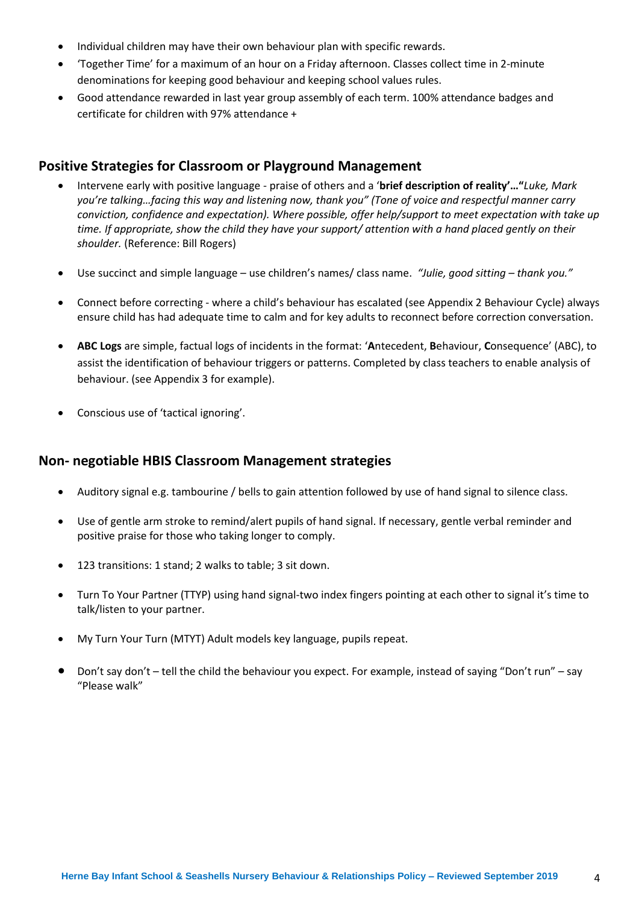- Individual children may have their own behaviour plan with specific rewards.
- 'Together Time' for a maximum of an hour on a Friday afternoon. Classes collect time in 2-minute denominations for keeping good behaviour and keeping school values rules.
- Good attendance rewarded in last year group assembly of each term. 100% attendance badges and certificate for children with 97% attendance +

## Positive Strategies for Classroom or Playground Management

- Intervene early with positive language - praise of others and a '**brief description of reality'…"***Luke, Mark you're talking…facing this way and listening now, thank you" (Tone of voice and respectful manner carry conviction, confidence and expectation). Where possible, offer help/support to meet expectation with take up time. If appropriate, show the child they have your support/ attention with a hand placed gently on their shoulder.* (Reference: Bill Rogers)

- Use succinct and simple language – use children's names/ class name. *"Julie, good sitting – thank you."*

- Connect before correcting - where a child's behaviour has escalated (see Appendix 2 Behaviour Cycle) always ensure child has had adequate time to calm and for key adults to reconnect before correction conversation.

- **ABC Logs** are simple, factual logs of incidents in the format: '**A**ntecedent, **B**ehaviour, **C**onsequence' (ABC), to assist the identification of behaviour triggers or patterns. Completed by class teachers to enable analysis of behaviour. (see Appendix 3 for example).

- Conscious use of 'tactical ignoring'.

## Non- negotiable HBIS Classroom Management strategies

- Auditory signal e.g. tambourine / bells to gain attention followed by use of hand signal to silence class.

- Use of gentle arm stroke to remind/alert pupils of hand signal. If necessary, gentle verbal reminder and positive praise for those who taking longer to comply.

- 123 transitions: 1 stand; 2 walks to table; 3 sit down.

- Turn To Your Partner (TTYP) using hand signal-two index fingers pointing at each other to signal it's time to talk/listen to your partner.

- My Turn Your Turn (MTYT) Adult models key language, pupils repeat.

- Don't say don't – tell the child the behaviour you expect. For example, instead of saying "Don't run" – say "Please walk"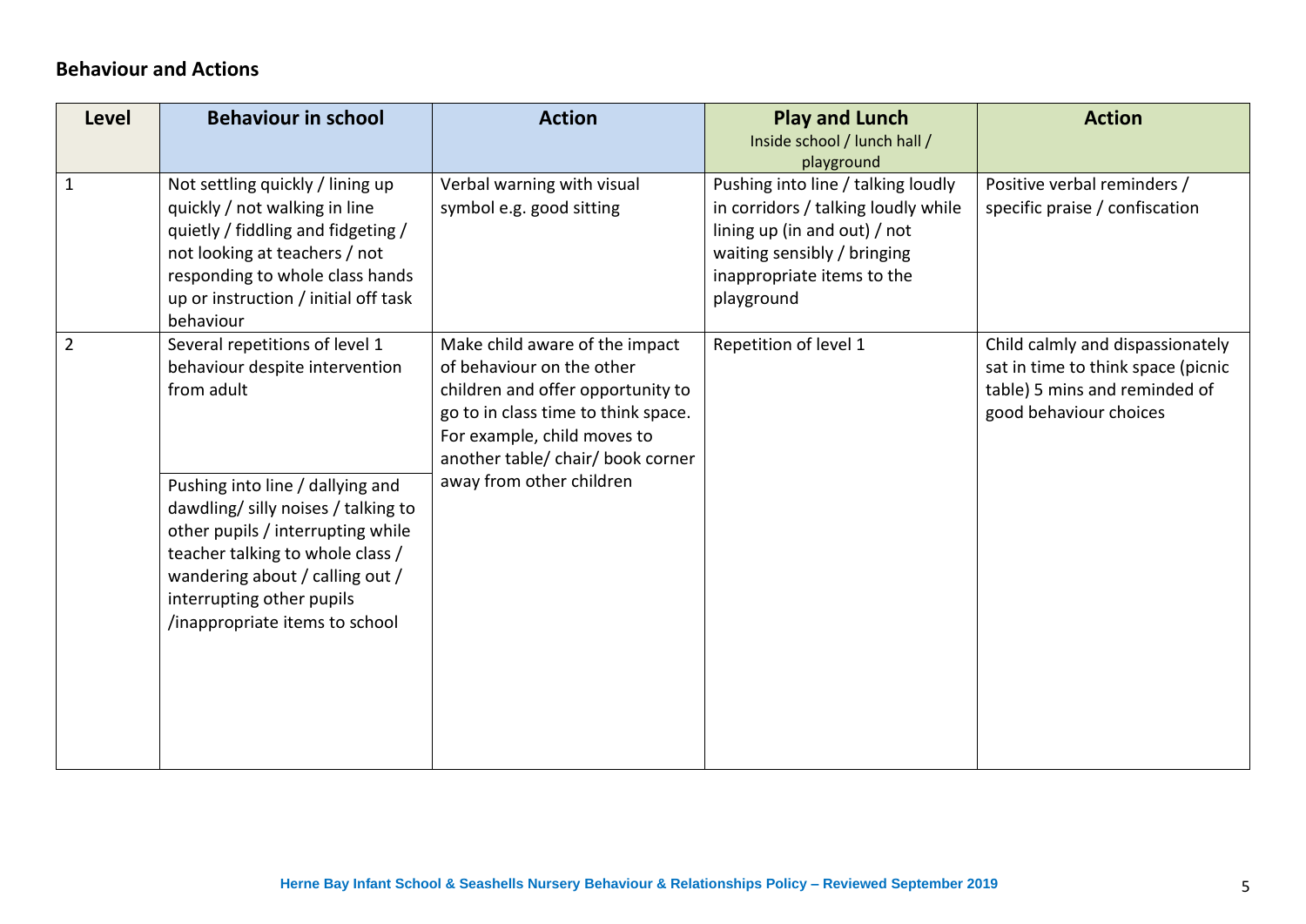**Behaviour and Actions**

| Level | Behaviour in school | Action | Play and Lunch<br>Inside school / lunch hall / playground | Action |
|---|---|---|---|---|
| 1 | Not settling quickly / lining up quickly / not walking in line quietly / fiddling and fidgeting / not looking at teachers / not responding to whole class hands up or instruction / initial off task behaviour | Verbal warning with visual symbol e.g. good sitting | Pushing into line / talking loudly in corridors / talking loudly while lining up (in and out) / not waiting sensibly / bringing inappropriate items to the playground | Positive verbal reminders / specific praise / confiscation |
| 2 | Several repetitions of level 1 behaviour despite intervention from adult<br><br>Pushing into line / dallying and dawdling/ silly noises / talking to other pupils / interrupting while teacher talking to whole class / wandering about / calling out / interrupting other pupils /inappropriate items to school | Make child aware of the impact of behaviour on the other children and offer opportunity to go to in class time to think space. For example, child moves to another table/ chair/ book corner away from other children | Repetition of level 1 | Child calmly and dispassionately sat in time to think space (picnic table) 5 mins and reminded of good behaviour choices |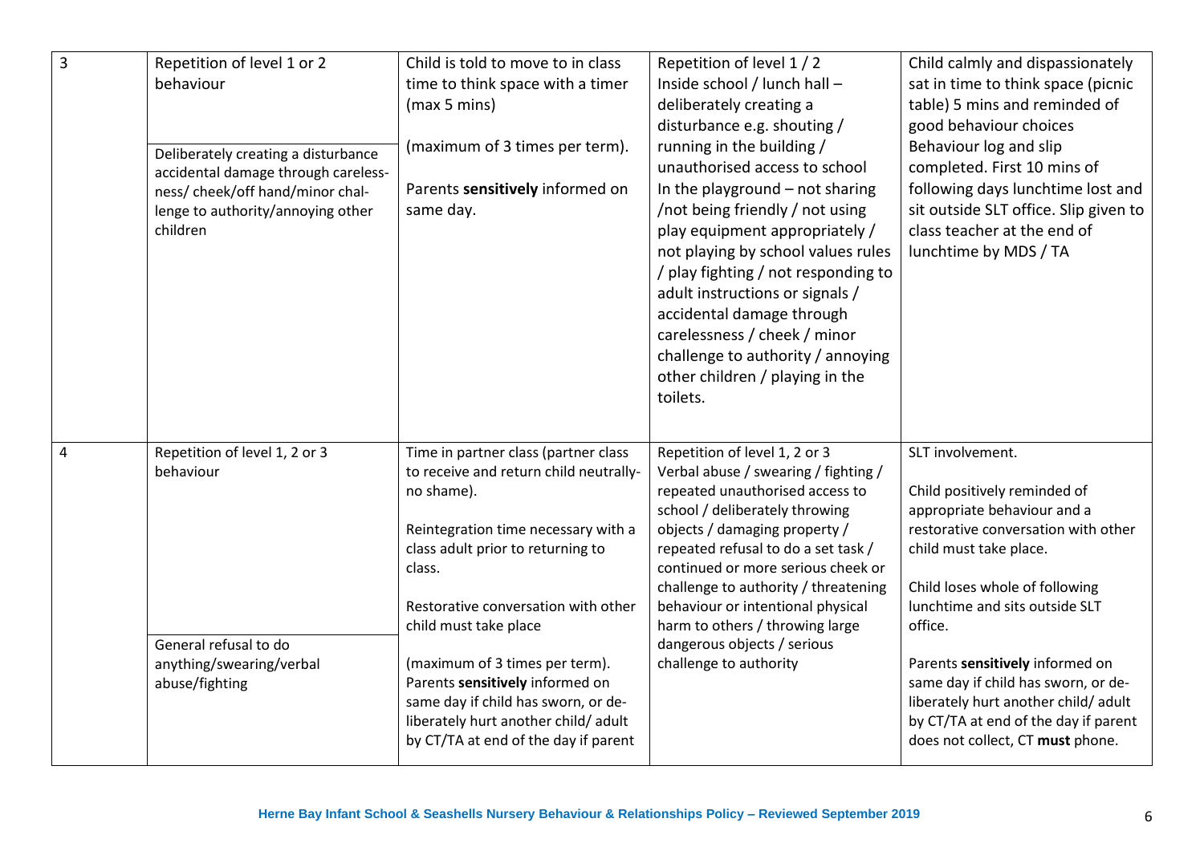| 3 | Repetition of level 1 or 2 behaviour<br><br>Deliberately creating a disturbance accidental damage through careless-ness/ cheek/off hand/minor chal-lenge to authority/annoying other children | Child is told to move to in class time to think space with a timer (max 5 mins)<br><br>(maximum of 3 times per term).<br><br>Parents **sensitively** informed on same day. | Repetition of level 1 / 2<br>Inside school / lunch hall – deliberately creating a disturbance e.g. shouting / running in the building / unauthorised access to school<br>In the playground – not sharing /not being friendly / not using play equipment appropriately / not playing by school values rules / play fighting / not responding to adult instructions or signals / accidental damage through carelessness / cheek / minor challenge to authority / annoying other children / playing in the toilets. | Child calmly and dispassionately sat in time to think space (picnic table) 5 mins and reminded of good behaviour choices<br>Behaviour log and slip completed. First 10 mins of following days lunchtime lost and sit outside SLT office. Slip given to class teacher at the end of lunchtime by MDS / TA |
|---|---|---|---|---|
| 4 | Repetition of level 1, 2 or 3 behaviour<br><br>General refusal to do anything/swearing/verbal abuse/fighting | Time in partner class (partner class to receive and return child neutrally-no shame).<br><br>Reintegration time necessary with a class adult prior to returning to class.<br><br>Restorative conversation with other child must take place<br><br>(maximum of 3 times per term).<br>Parents **sensitively** informed on same day if child has sworn, or de-liberately hurt another child/ adult by CT/TA at end of the day if parent | Repetition of level 1, 2 or 3<br>Verbal abuse / swearing / fighting / repeated unauthorised access to school / deliberately throwing objects / damaging property / repeated refusal to do a set task / continued or more serious cheek or challenge to authority / threatening behaviour or intentional physical harm to others / throwing large dangerous objects / serious challenge to authority | SLT involvement.<br><br>Child positively reminded of appropriate behaviour and a restorative conversation with other child must take place.<br><br>Child loses whole of following lunchtime and sits outside SLT office.<br><br>Parents **sensitively** informed on same day if child has sworn, or de-liberately hurt another child/ adult by CT/TA at end of the day if parent does not collect, CT **must** phone. |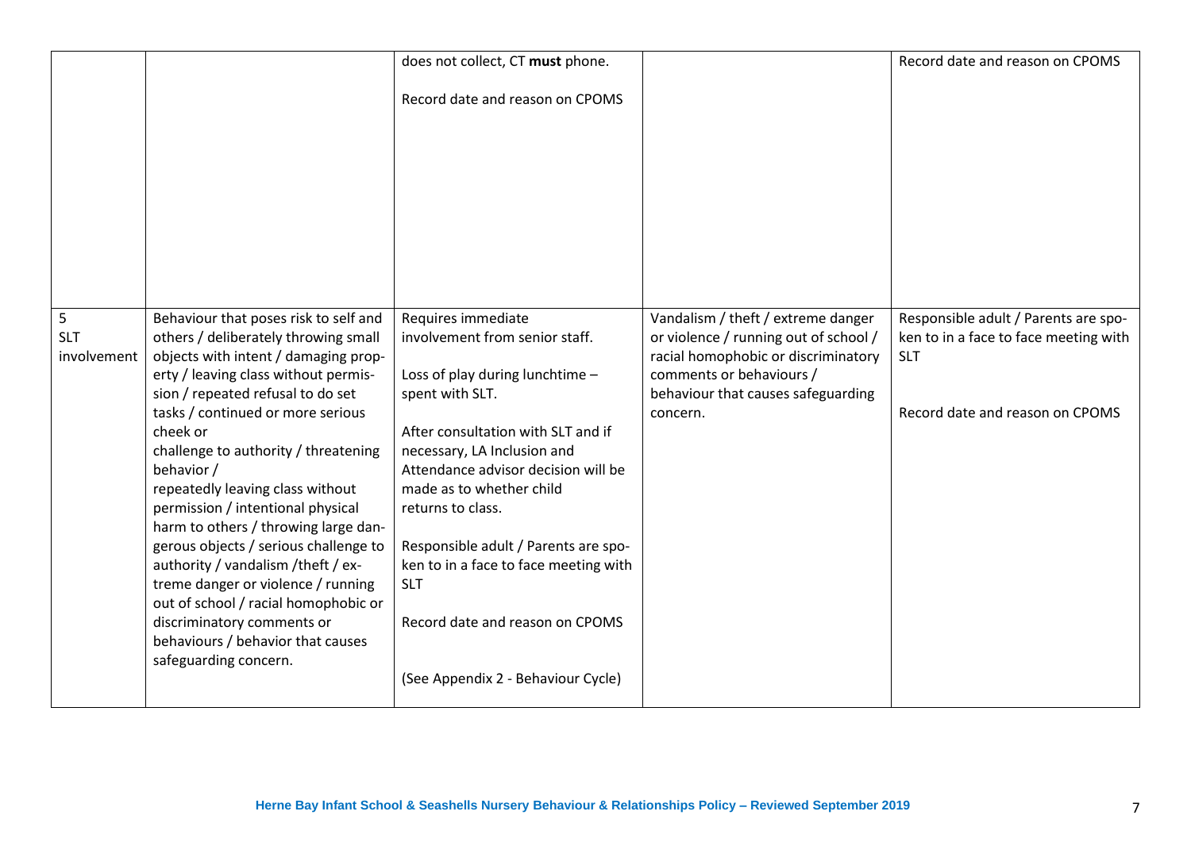| | | | | |
|---|---|---|---|---|
| | | does not collect, CT **must** phone.<br><br>Record date and reason on CPOMS | | Record date and reason on CPOMS |
| 5<br>SLT<br>involvement | Behaviour that poses risk to self and others / deliberately throwing small objects with intent / damaging property / leaving class without permission / repeated refusal to do set tasks / continued or more serious cheek or challenge to authority / threatening behavior / repeatedly leaving class without permission / intentional physical harm to others / throwing large dangerous objects / serious challenge to authority / vandalism /theft / extreme danger or violence / running out of school / racial homophobic or discriminatory comments or behaviours / behavior that causes safeguarding concern. | Requires immediate involvement from senior staff.<br><br>Loss of play during lunchtime – spent with SLT.<br><br>After consultation with SLT and if necessary, LA Inclusion and Attendance advisor decision will be made as to whether child returns to class.<br><br>Responsible adult / Parents are spoken to in a face to face meeting with SLT<br><br>Record date and reason on CPOMS<br><br>(See Appendix 2 - Behaviour Cycle) | Vandalism / theft / extreme danger or violence / running out of school / racial homophobic or discriminatory comments or behaviours / behaviour that causes safeguarding concern. | Responsible adult / Parents are spoken to in a face to face meeting with SLT<br><br>Record date and reason on CPOMS |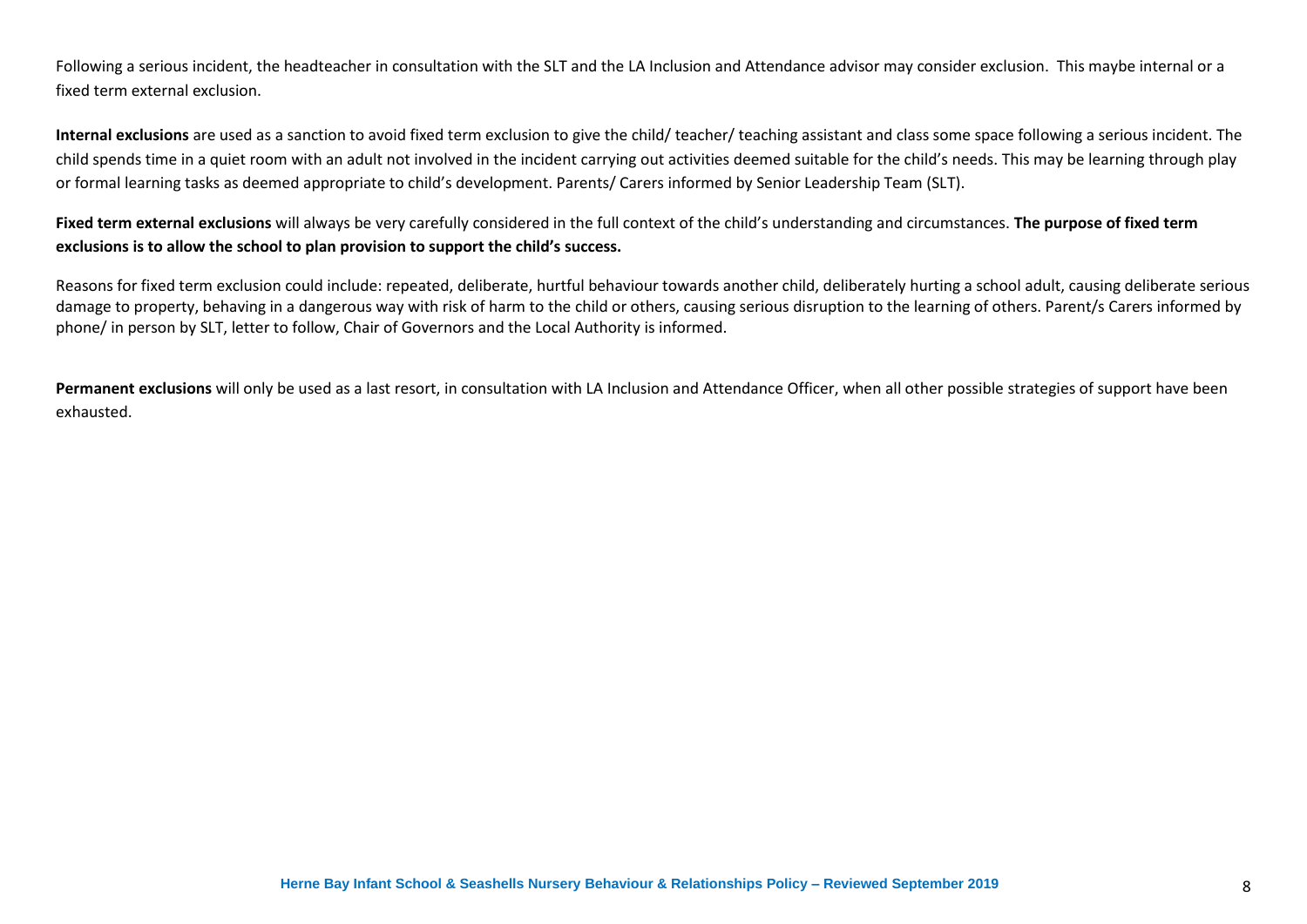Following a serious incident, the headteacher in consultation with the SLT and the LA Inclusion and Attendance advisor may consider exclusion. This maybe internal or a fixed term external exclusion.

**Internal exclusions** are used as a sanction to avoid fixed term exclusion to give the child/ teacher/ teaching assistant and class some space following a serious incident. The child spends time in a quiet room with an adult not involved in the incident carrying out activities deemed suitable for the child's needs. This may be learning through play or formal learning tasks as deemed appropriate to child's development. Parents/ Carers informed by Senior Leadership Team (SLT).

**Fixed term external exclusions** will always be very carefully considered in the full context of the child's understanding and circumstances. **The purpose of fixed term exclusions is to allow the school to plan provision to support the child's success.**

Reasons for fixed term exclusion could include: repeated, deliberate, hurtful behaviour towards another child, deliberately hurting a school adult, causing deliberate serious damage to property, behaving in a dangerous way with risk of harm to the child or others, causing serious disruption to the learning of others. Parent/s Carers informed by phone/ in person by SLT, letter to follow, Chair of Governors and the Local Authority is informed.

**Permanent exclusions** will only be used as a last resort, in consultation with LA Inclusion and Attendance Officer, when all other possible strategies of support have been exhausted.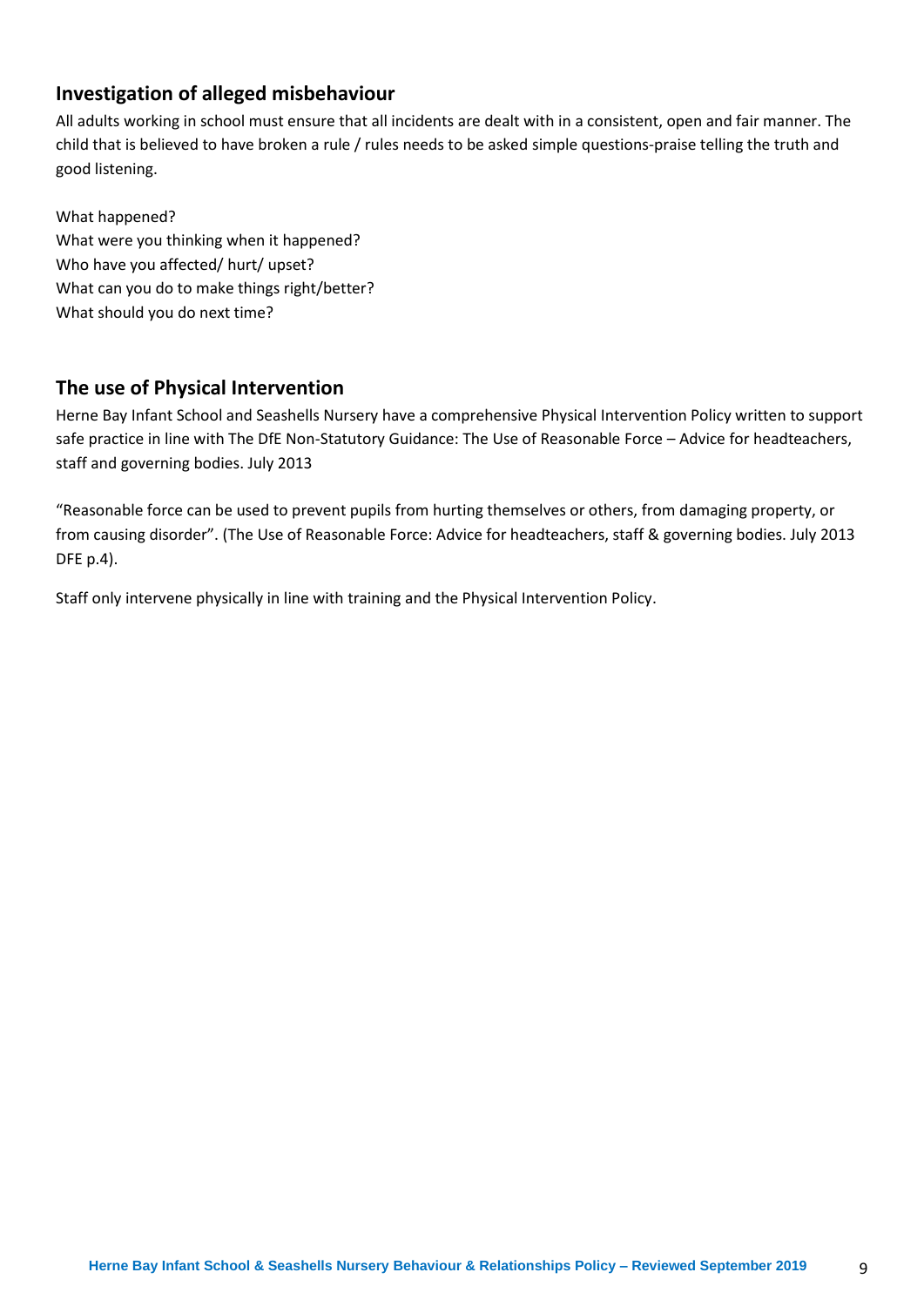## Investigation of alleged misbehaviour

All adults working in school must ensure that all incidents are dealt with in a consistent, open and fair manner. The child that is believed to have broken a rule / rules needs to be asked simple questions-praise telling the truth and good listening.

What happened?
What were you thinking when it happened?
Who have you affected/ hurt/ upset?
What can you do to make things right/better?
What should you do next time?

## The use of Physical Intervention

Herne Bay Infant School and Seashells Nursery have a comprehensive Physical Intervention Policy written to support safe practice in line with The DfE Non-Statutory Guidance: The Use of Reasonable Force – Advice for headteachers, staff and governing bodies. July 2013

"Reasonable force can be used to prevent pupils from hurting themselves or others, from damaging property, or from causing disorder". (The Use of Reasonable Force: Advice for headteachers, staff & governing bodies. July 2013 DFE p.4).

Staff only intervene physically in line with training and the Physical Intervention Policy.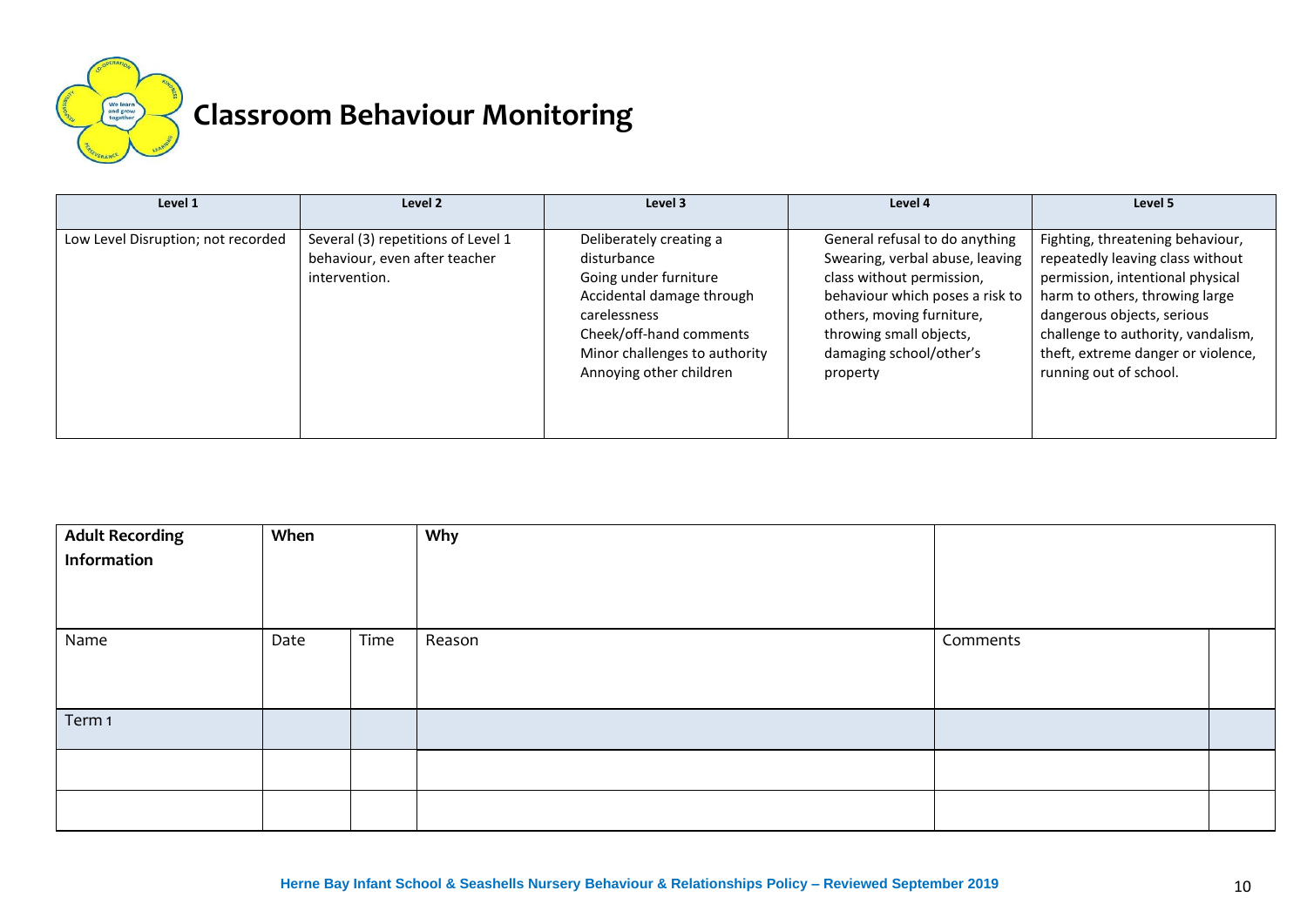# Classroom Behaviour Monitoring

| Level 1 | Level 2 | Level 3 | Level 4 | Level 5 |
|---|---|---|---|---|
| Low Level Disruption; not recorded | Several (3) repetitions of Level 1 behaviour, even after teacher intervention. | Deliberately creating a disturbance<br>Going under furniture<br>Accidental damage through carelessness<br>Cheek/off-hand comments<br>Minor challenges to authority<br>Annoying other children | General refusal to do anything<br>Swearing, verbal abuse, leaving class without permission, behaviour which poses a risk to others, moving furniture, throwing small objects, damaging school/other's property | Fighting, threatening behaviour, repeatedly leaving class without permission, intentional physical harm to others, throwing large dangerous objects, serious challenge to authority, vandalism, theft, extreme danger or violence, running out of school. |

| **Adult Recording Information** | **When** | | **Why** | | |
|---|---|---|---|---|---|
| Name | Date | Time | Reason | Comments | |
| Term 1 | | | | | |
| | | | | | |
| | | | | | |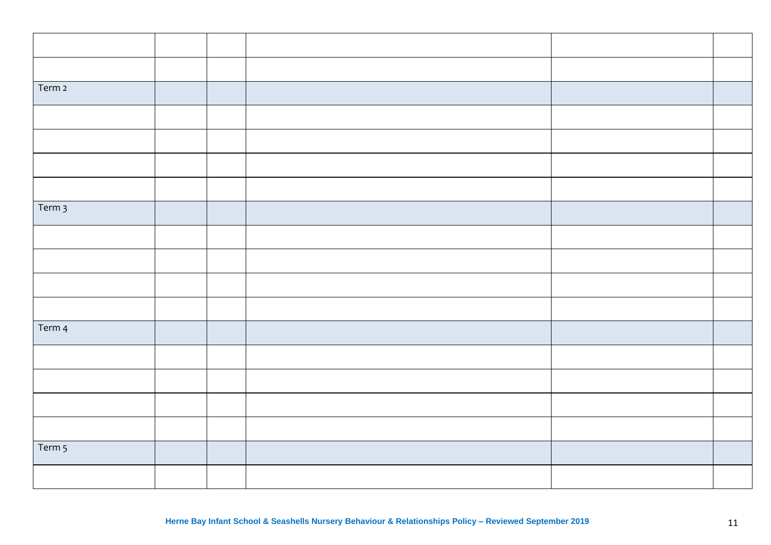| | | | | | |
|---|---|---|---|---|---|
| | | | | | |
| | | | | | |
| Term 2 | | | | | |
| | | | | | |
| | | | | | |
| | | | | | |
| | | | | | |
| Term 3 | | | | | |
| | | | | | |
| | | | | | |
| | | | | | |
| | | | | | |
| Term 4 | | | | | |
| | | | | | |
| | | | | | |
| | | | | | |
| | | | | | |
| Term 5 | | | | | |
| | | | | | |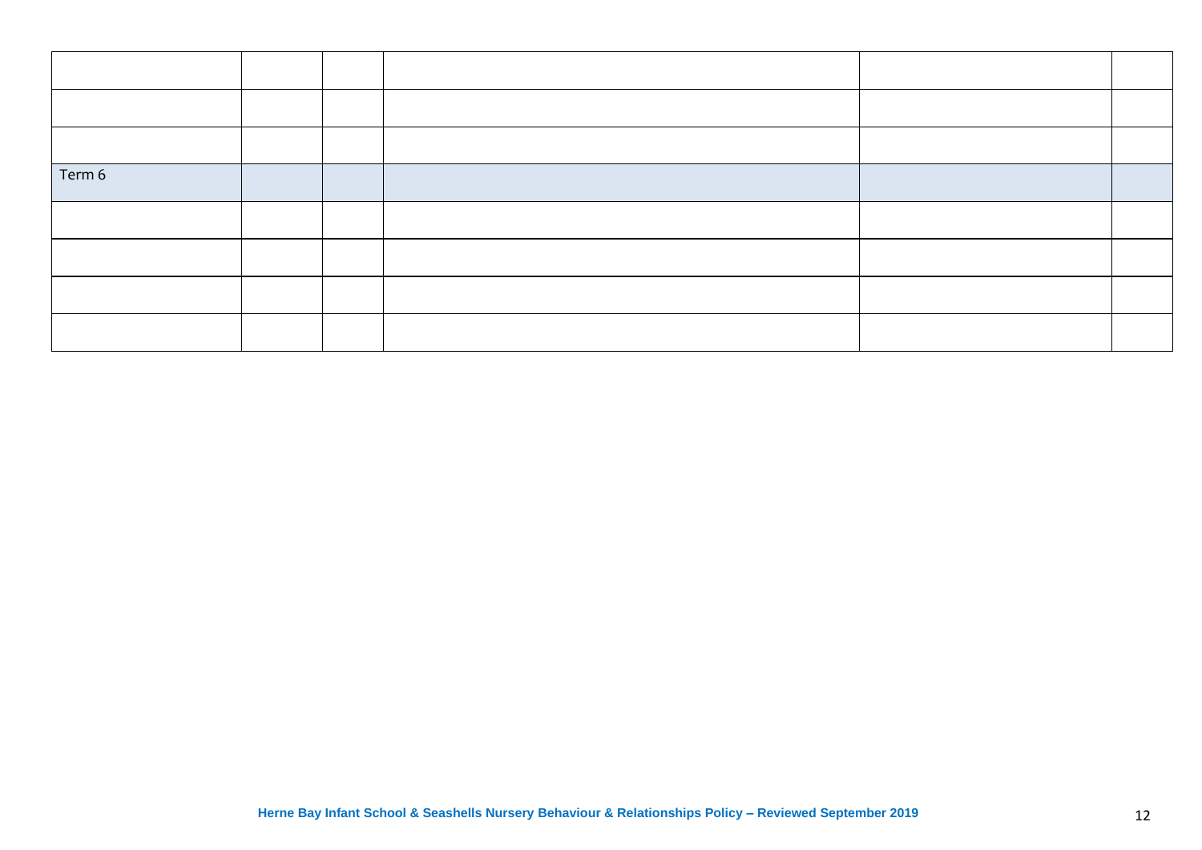| | | | | | |
|---|---|---|---|---|---|
| | | | | | |
| | | | | | |
| | | | | | |
| Term 6 | | | | | |
| | | | | | |
| | | | | | |
| | | | | | |
| | | | | | |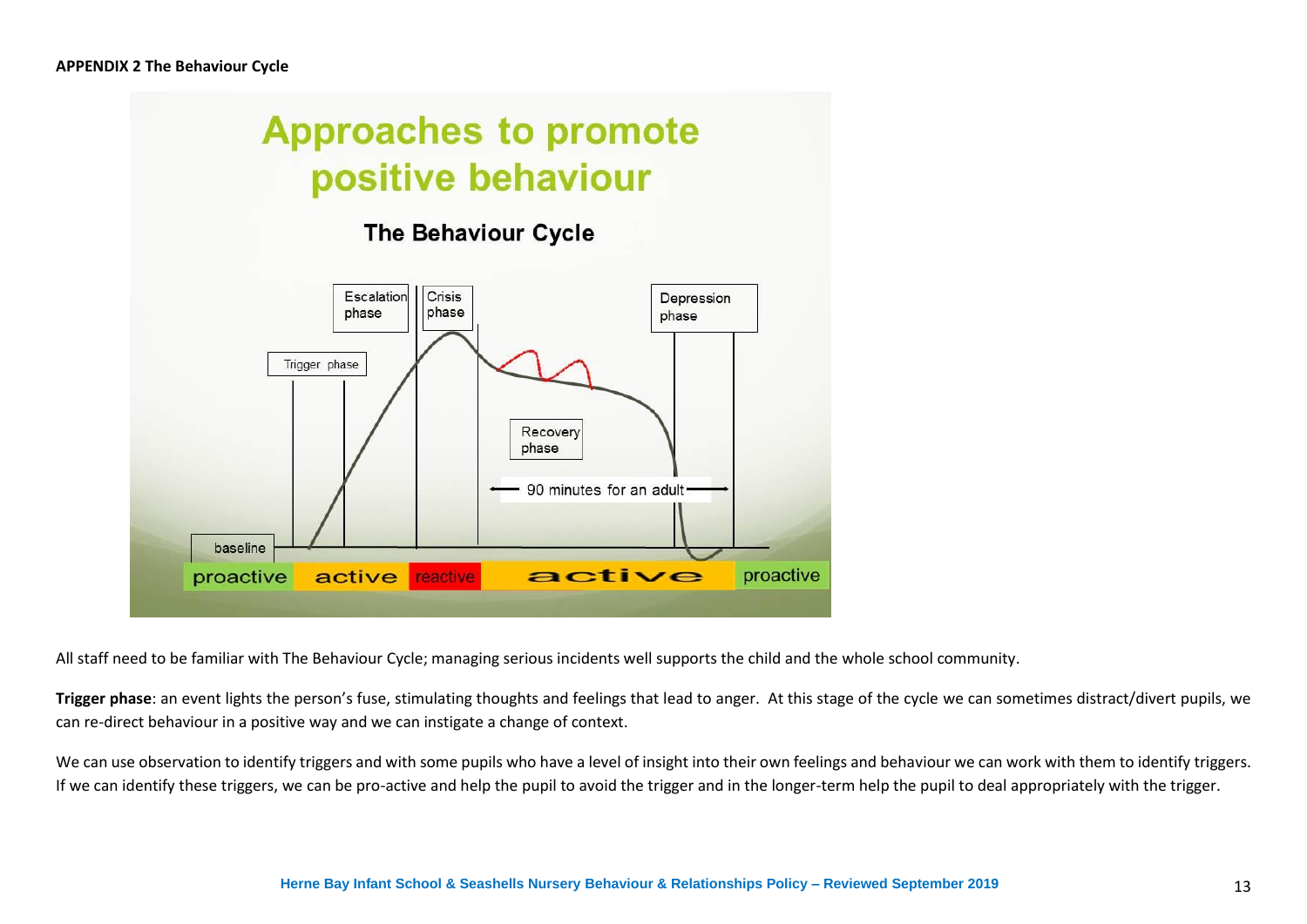**APPENDIX 2 The Behaviour Cycle**

Approaches to promote positive behaviour

The Behaviour Cycle

Trigger phase | Escalation phase | Crisis phase | Recovery phase | Depression phase

baseline

90 minutes for an adult

proactive | active | reactive | active | proactive

All staff need to be familiar with The Behaviour Cycle; managing serious incidents well supports the child and the whole school community.

**Trigger phase**: an event lights the person's fuse, stimulating thoughts and feelings that lead to anger. At this stage of the cycle we can sometimes distract/divert pupils, we can re-direct behaviour in a positive way and we can instigate a change of context.

We can use observation to identify triggers and with some pupils who have a level of insight into their own feelings and behaviour we can work with them to identify triggers. If we can identify these triggers, we can be pro-active and help the pupil to avoid the trigger and in the longer-term help the pupil to deal appropriately with the trigger.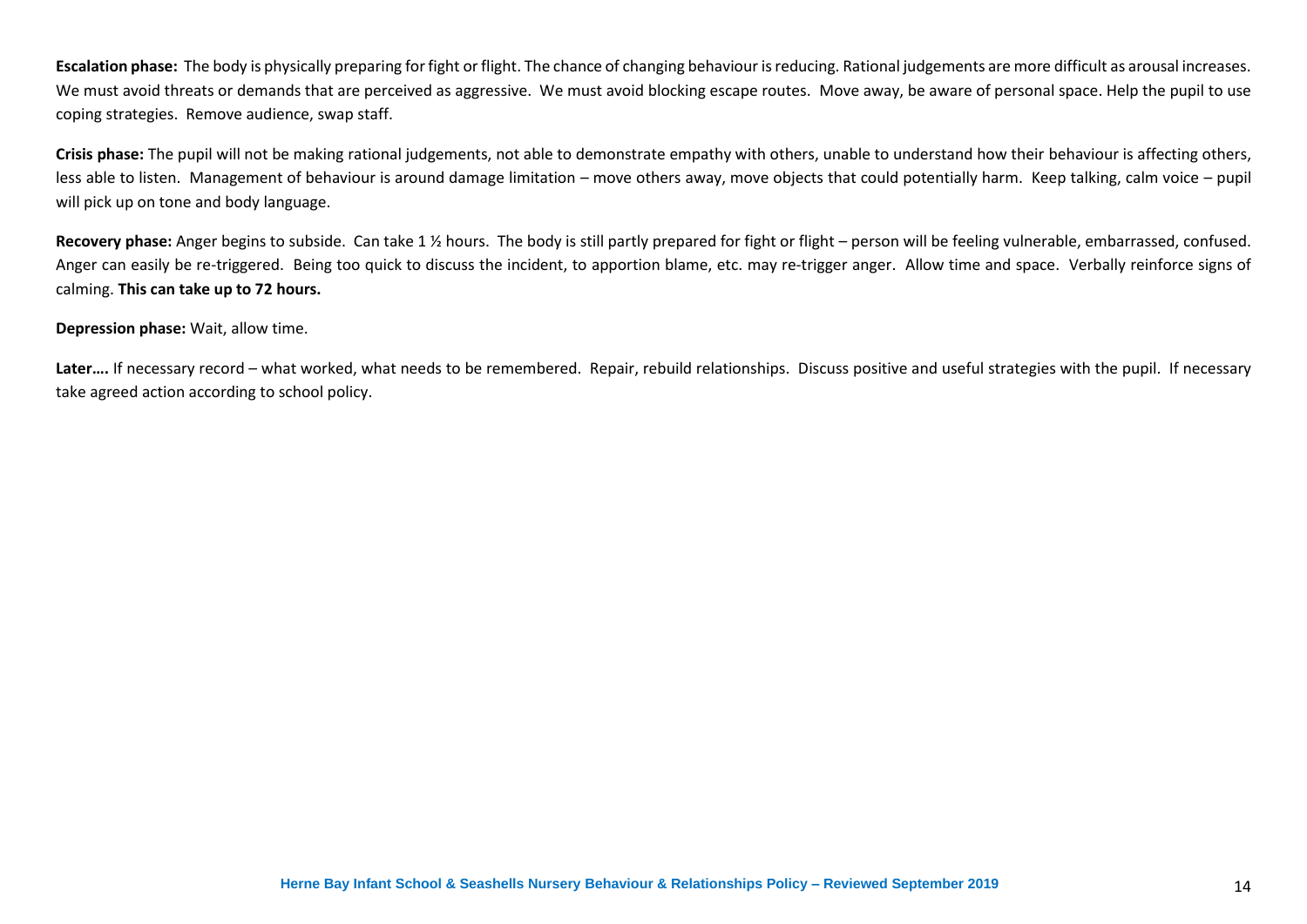**Escalation phase:** The body is physically preparing for fight or flight. The chance of changing behaviour is reducing. Rational judgements are more difficult as arousal increases. We must avoid threats or demands that are perceived as aggressive. We must avoid blocking escape routes. Move away, be aware of personal space. Help the pupil to use coping strategies. Remove audience, swap staff.

**Crisis phase:** The pupil will not be making rational judgements, not able to demonstrate empathy with others, unable to understand how their behaviour is affecting others, less able to listen. Management of behaviour is around damage limitation – move others away, move objects that could potentially harm. Keep talking, calm voice – pupil will pick up on tone and body language.

**Recovery phase:** Anger begins to subside. Can take 1 ½ hours. The body is still partly prepared for fight or flight – person will be feeling vulnerable, embarrassed, confused. Anger can easily be re-triggered. Being too quick to discuss the incident, to apportion blame, etc. may re-trigger anger. Allow time and space. Verbally reinforce signs of calming. **This can take up to 72 hours.**

**Depression phase:** Wait, allow time.

**Later….** If necessary record – what worked, what needs to be remembered. Repair, rebuild relationships. Discuss positive and useful strategies with the pupil. If necessary take agreed action according to school policy.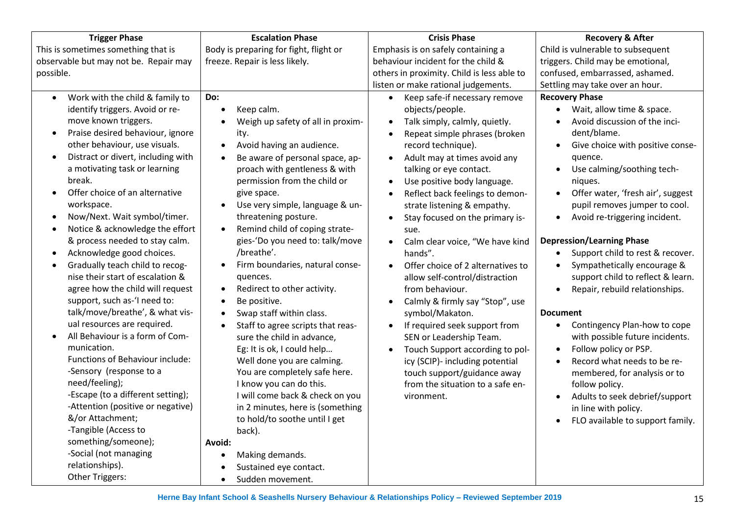| Trigger Phase<br>This is sometimes something that is observable but may not be. Repair may possible. | Escalation Phase<br>Body is preparing for fight, flight or freeze. Repair is less likely. | Crisis Phase<br>Emphasis is on safely containing a behaviour incident for the child & others in proximity. Child is less able to listen or make rational judgements. | Recovery & After<br>Child is vulnerable to subsequent triggers. Child may be emotional, confused, embarrassed, ashamed. Settling may take over an hour. |
|---|---|---|---|
| • Work with the child & family to identify triggers. Avoid or remove known triggers.<br>• Praise desired behaviour, ignore other behaviour, use visuals.<br>• Distract or divert, including with a motivating task or learning break.<br>• Offer choice of an alternative workspace.<br>• Now/Next. Wait symbol/timer.<br>• Notice & acknowledge the effort & process needed to stay calm.<br>• Acknowledge good choices.<br>• Gradually teach child to recognise their start of escalation & agree how the child will request support, such as-'I need to: talk/move/breathe', & what visual resources are required.<br>• All Behaviour is a form of Communication.<br>Functions of Behaviour include:<br>-Sensory (response to a need/feeling);<br>-Escape (to a different setting);<br>-Attention (positive or negative) &/or Attachment;<br>-Tangible (Access to something/someone);<br>-Social (not managing relationships).<br>Other Triggers: | **Do:**<br>• Keep calm.<br>• Weigh up safety of all in proximity.<br>• Avoid having an audience.<br>• Be aware of personal space, approach with gentleness & with permission from the child or give space.<br>• Use very simple, language & unthreatening posture.<br>• Remind child of coping strategies-'Do you need to: talk/move /breathe'.<br>• Firm boundaries, natural consequences.<br>• Redirect to other activity.<br>• Be positive.<br>• Swap staff within class.<br>• Staff to agree scripts that reassure the child in advance,<br>Eg: It is ok, I could help…<br>Well done you are calming.<br>You are completely safe here.<br>I know you can do this.<br>I will come back & check on you in 2 minutes, here is (something to hold/to soothe until I get back).<br>**Avoid:**<br>• Making demands.<br>• Sustained eye contact.<br>• Sudden movement. | • Keep safe-if necessary remove objects/people.<br>• Talk simply, calmly, quietly.<br>• Repeat simple phrases (broken record technique).<br>• Adult may at times avoid any talking or eye contact.<br>• Use positive body language.<br>• Reflect back feelings to demonstrate listening & empathy.<br>• Stay focused on the primary issue.<br>• Calm clear voice, "We have kind hands".<br>• Offer choice of 2 alternatives to allow self-control/distraction from behaviour.<br>• Calmly & firmly say "Stop", use symbol/Makaton.<br>• If required seek support from SEN or Leadership Team.<br>• Touch Support according to policy (SCIP)- including potential touch support/guidance away from the situation to a safe environment. | **Recovery Phase**<br>• Wait, allow time & space.<br>• Avoid discussion of the incident/blame.<br>• Give choice with positive consequence.<br>• Use calming/soothing techniques.<br>• Offer water, 'fresh air', suggest pupil removes jumper to cool.<br>• Avoid re-triggering incident.<br><br>**Depression/Learning Phase**<br>• Support child to rest & recover.<br>• Sympathetically encourage & support child to reflect & learn.<br>• Repair, rebuild relationships.<br><br>**Document**<br>• Contingency Plan-how to cope with possible future incidents.<br>• Follow policy or PSP.<br>• Record what needs to be remembered, for analysis or to follow policy.<br>• Adults to seek debrief/support in line with policy.<br>• FLO available to support family. |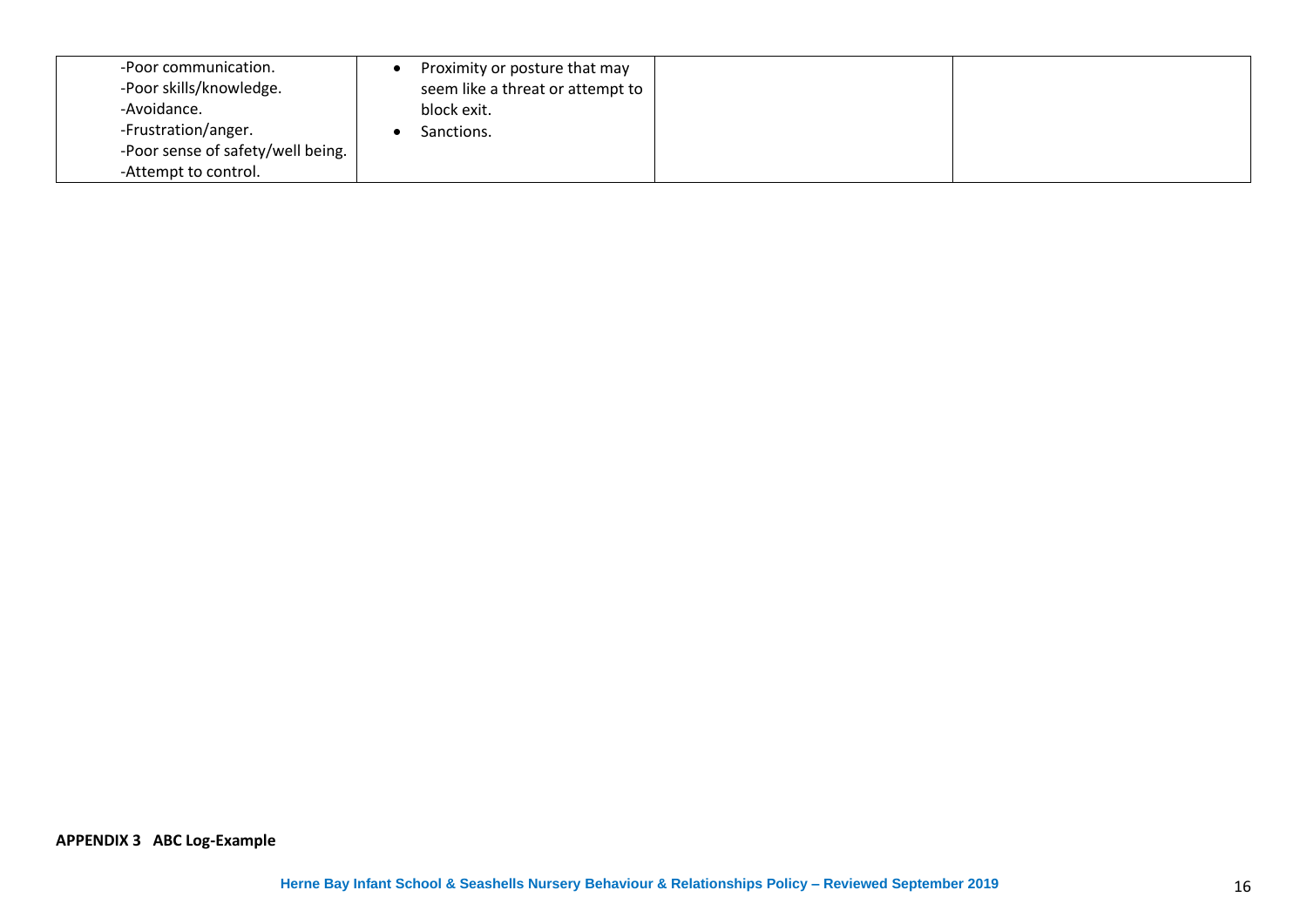| | | | |
|---|---|---|---|
| -Poor communication.<br>-Poor skills/knowledge.<br>-Avoidance.<br>-Frustration/anger.<br>-Poor sense of safety/well being.<br>-Attempt to control. | • Proximity or posture that may seem like a threat or attempt to block exit.<br>• Sanctions. | | |

**APPENDIX 3 ABC Log-Example**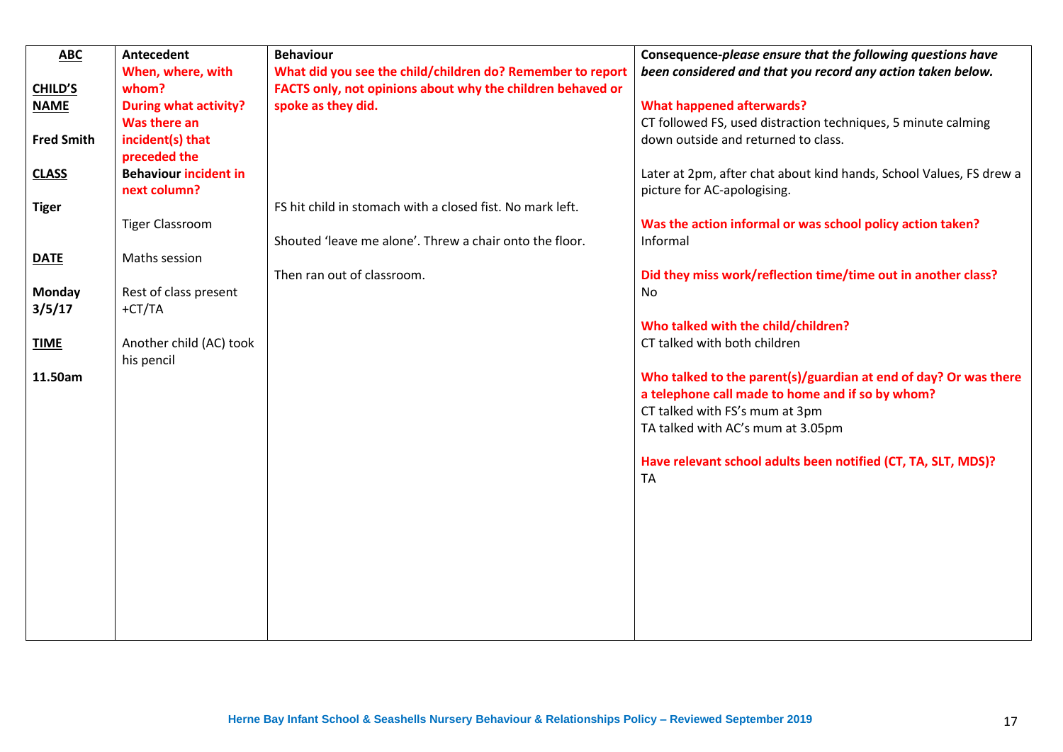| ABC | Antecedent<br>When, where, with whom?<br>During what activity?<br>Was there an incident(s) that preceded the Behaviour incident in next column? | Behaviour<br>What did you see the child/children do? Remember to report FACTS only, not opinions about why the children behaved or spoke as they did. | Consequence-*please ensure that the following questions have been considered and that you record any action taken below.* |
|---|---|---|---|
| **CHILD'S NAME**<br><br>**Fred Smith**<br><br>**CLASS**<br><br>**Tiger**<br><br>**DATE**<br><br>**Monday 3/5/17**<br><br>**TIME**<br><br>**11.50am** | Tiger Classroom<br><br>Maths session<br><br>Rest of class present +CT/TA<br><br>Another child (AC) took his pencil | FS hit child in stomach with a closed fist. No mark left.<br><br>Shouted 'leave me alone'. Threw a chair onto the floor.<br><br>Then ran out of classroom. | **What happened afterwards?**<br>CT followed FS, used distraction techniques, 5 minute calming down outside and returned to class.<br><br>Later at 2pm, after chat about kind hands, School Values, FS drew a picture for AC-apologising.<br><br>**Was the action informal or was school policy action taken?**<br>Informal<br><br>**Did they miss work/reflection time/time out in another class?**<br>No<br><br>**Who talked with the child/children?**<br>CT talked with both children<br><br>**Who talked to the parent(s)/guardian at end of day? Or was there a telephone call made to home and if so by whom?**<br>CT talked with FS's mum at 3pm<br>TA talked with AC's mum at 3.05pm<br><br>**Have relevant school adults been notified (CT, TA, SLT, MDS)?**<br>TA |